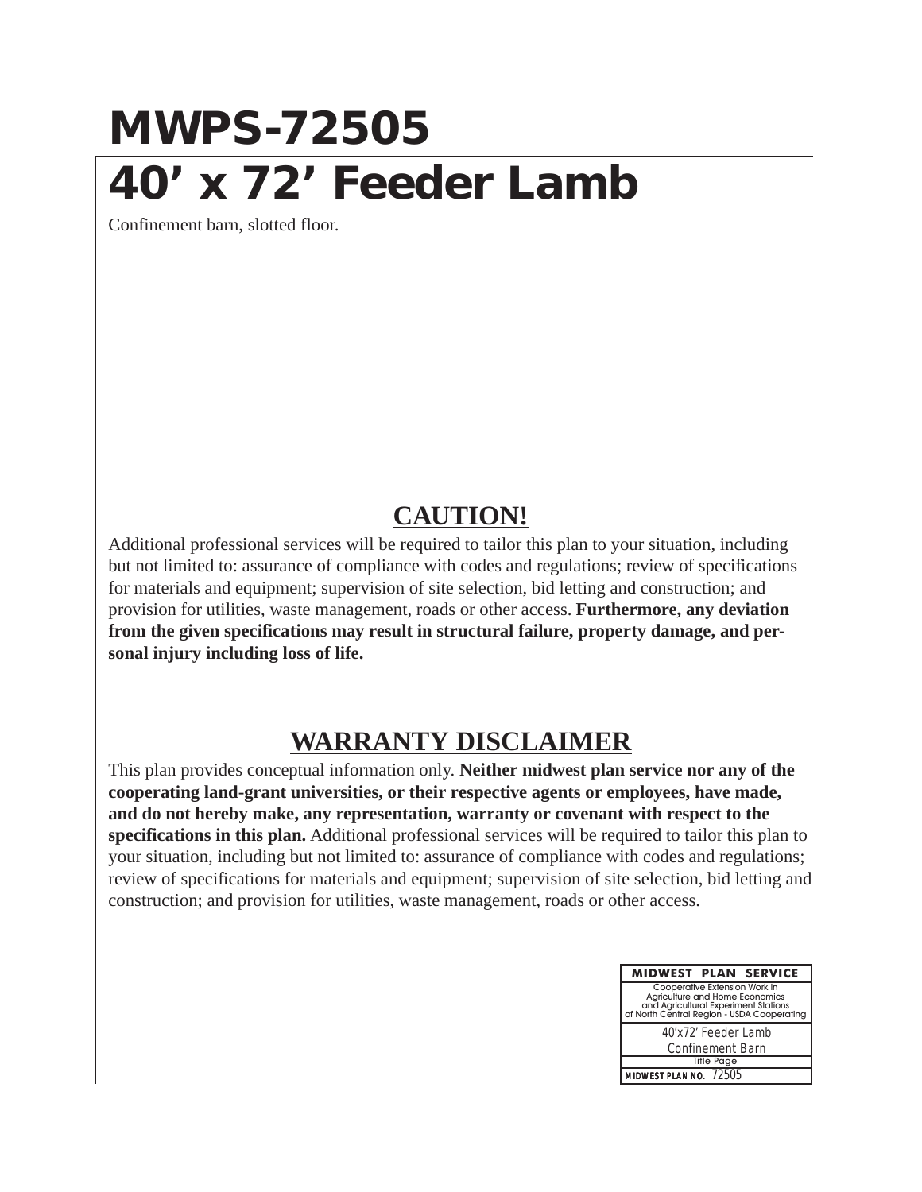# MWPS-72505

# 40' x 72' Feeder Lamb

Confinement barn, slotted floor.

## CAUTION!

Additional professional services will be required to tailor this plan to your situation, including but not limited to: assurance of compliance with codes and regulations; review of specifications for materials and equipment; supervision of site selection, bid letting and construction; and provision for utilities, waste management, roads or other access. **Furthermore, any deviation from the given specifications may result in structural failure, property damage, and personal injury including loss of life.**

## WARRANTY DISCLAIMER

This plan provides conceptual information only. **Neither midwest plan service nor any of the cooperating land-grant universities, or their respective agents or employees, have made, and do not hereby make, any representation, warranty or covenant with respect to the specifications in this plan.** Additional professional services will be required to tailor this plan to your situation, including but not limited to: assurance of compliance with codes and regulations; review of specifications for materials and equipment; supervision of site selection, bid letting and construction; and provision for utilities, waste management, roads or other access.

| MIDWEST PLAN SERVICE |
|---|
| Cooperative Extension Work in Agriculture and Home Economics and Agricultural Experiment Stations of North Central Region - USDA Cooperating |
| 40'x72' Feeder Lamb Confinement Barn |
| Title Page |
| MIDWEST PLAN NO. 72505 |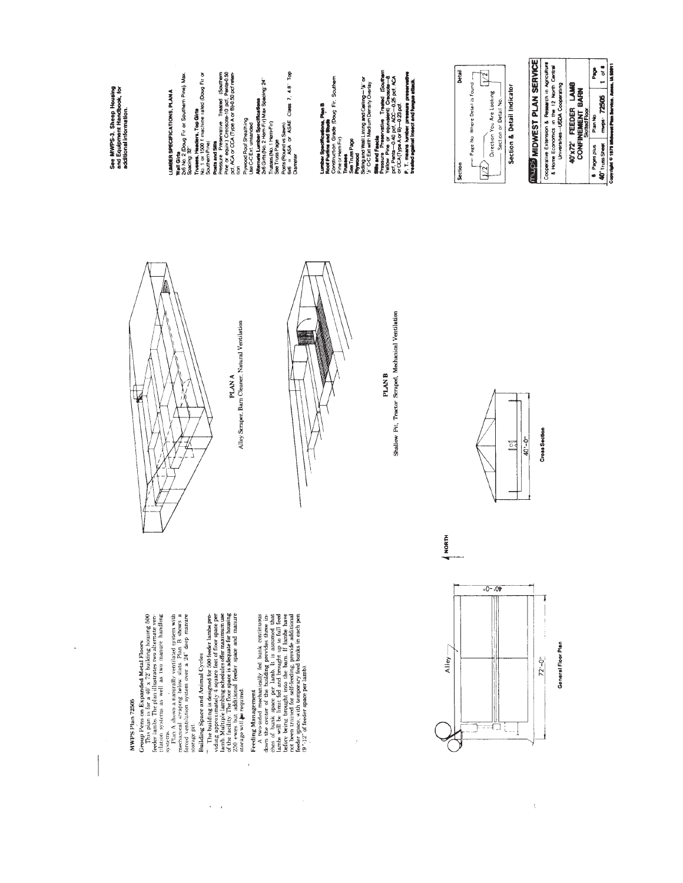# MWPS Plan 72505

## Group Pens on Expanded Metal Floors

This plan is for a 40' x 72' building housing 500 feeder lambs. The plan illustrates two alternate ventilation systems as well as two manure handling systems.

Plan A shows a naturally ventilated system with mechanical scraping below slats. Plan B shows a forced ventilation system over a 24" deep manure storage pit.

## Building Space and Animal Cycles

The building is designed for 500 feeder lambs providing approximately 4 square feet of floor space per lamb. Multiple lambing schedules offer maximum use of the facility. The floor space is adequate for housing 250 ewes but additional feeder space and manure storage will be required.

## Feeding Management

A two-sided mechanically fed bunk continuous down the center of the building provides three inches of bunk space per lamb. It is assumed that lambs will be limit fed and brought up to full feed before being brought into the barn. If lambs have not been trained for self-feeding, provide additional feeder space, with temporary feed bunks in each pen (9"-12" of feeder space per lamb).

Alley

40'-0"

72'-0"

NORTH

General Floor Plan

40'-0"

Cross Section

PLAN A
Alley Scraper, Barn Cleaner, Natural Ventilation

PLAN B
Shallow Pit, Tractor Scraped, Mechanical Ventilation

**See MWPS-3, Sheep Housing and Equipment Handbook, for additional information.**

**LUMBER SPECIFICATIONS, PLAN A**

**Wall Girts**
2x6 No. 2 (Doug Fir or Southern Pine) Max. Spacing 32"

**Trusses, Headers, Top Girts**
No. 1 or 1500 f machine rated (Doug Fir or Southern Pine)

**Posts and Sills**
Pressure Preservative Treated (Southern Pine or equiv.) Creosote-10 pcf, Penta-0.50 pcf, ACA or CCA (Type A or B)-0.50 pcf retention

Plywood Roof Sheathing
Use C-C Ext. unsanded

**Alternate Lumber Specifications**
2x6 Girts (No. 2 Hem-Fir) Max Spacing: 24"
Trusses (No. 1 Hem-Fir)
See Truss Page

Posts (Round vs Sawn)
6x6 = ASA or ASAE Class 7, 4.8" Top Diameter

**Lumber Specifications, Plan B**

**Roof Purlins and Studs**
Construction Grade (Doug Fir, Southern Pine or Hem-Fir)

**Trusses**
See Truss Page

**Plywood**
Siding and Wall Lining and Ceiling—3/8" or 1/2" C-C Ext with Medium Density Overlay

**Sills and Fascia**
Pressure Preservative Treated (Southern Yellow Pine or equivalent) Creosote—8 pcf, Penta—0.40 pcf, ACC—0.25 pcf, ACA or CCA (Type A or B)—0.23 pcf.

**P. T. means lumber pressure preservative treated against insect and fungus attack.**

Section — Detail

Page No. Where Detail is Found

Direction You Are Looking

Section or Detail No.

**Section & Detail Indicator**

**MIDWEST PLAN SERVICE**

Cooperative Extension & Research in Agriculture & Home Economics in the 12 North Central Universities—USDA Cooperating

**40'x72' FEEDER LAMB CONFINEMENT BARN**
Slotted Floor

| 6 Pages plus 40" Truss Sheet | Plan No. mwps - 72505 | Page 1 of 6 |
|---|---|---|

Copyright © 1979 Midwest Plan Service, Ames, IA 50011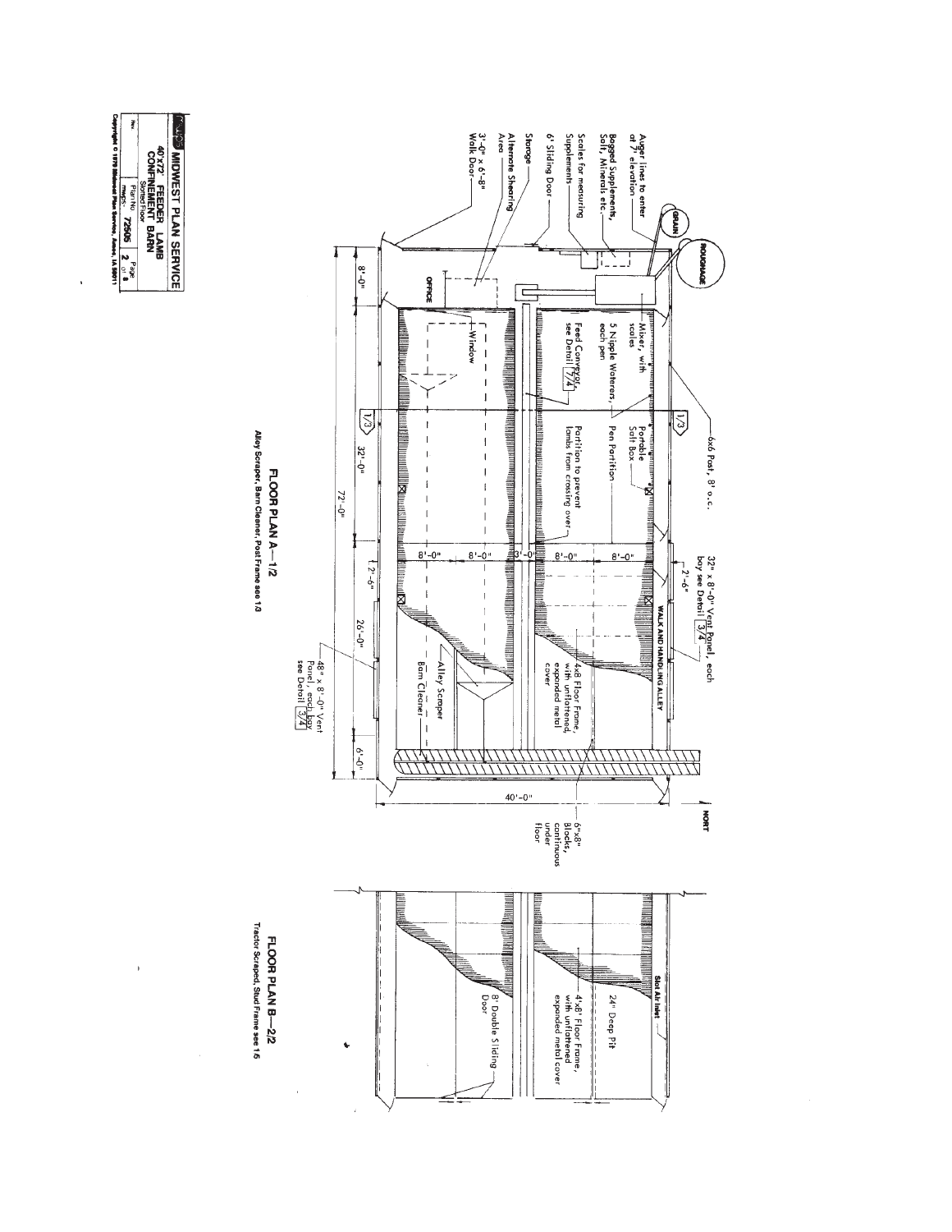# FLOOR PLAN A—1/2

Alley Scraper, Barn Cleaner, Post Frame see 1/3

- Auger lines to enter at 7' elevation
- Bagged Supplements, Salt, Minerals etc.
- Scales for measuring Supplements
- 6' Sliding Door
- Storage
- Alternate Shearing Area
- 3'-0" x 6'-8" Walk Door
- GRAIN
- ROUGHAGE
- OFFICE
- Mixer, with scales
- 5 Nipple Waterers, each pen
- Feed Conveyor, see Detail 7/4
- Window
- Portable Salt Box
- Pen Partition
- Partition to prevent lambs from crossing over
- 6x6 Post, 8' o.c.
- 32" x 8'-0" Vent Panel, each bay see Detail 3/4
- WALK AND HANDLING ALLEY
- 4x8 Floor Frame, with unflattened, expanded metal cover
- Alley Scraper
- Barn Cleaner
- 48" x 8'-0" Vent Panel, each bay see Detail 3/4
- 6"x8" Blocks, continuous under floor
- NORTH

Dimensions: 8'-0", 32'-0", 26'-0", 6'-0", 72'-0", 40'-0", 8'-0", 8'-0", 3'-0", 8'-0", 8'-0", 2'-6", 2'-6"

# FLOOR PLAN B—2/2

Tractor Scraped, Stud Frame see 1/5

- Slot Air Inlet
- 24" Deep Pit
- 4'x8' Floor Frame, with unflattened expanded metal cover
- 8' Double Sliding Door

| MWPS MIDWEST PLAN SERVICE | | |
|---|---|---|
| 40'x72' FEEDER LAMB CONFINEMENT BARN<br>Slotted Floor | | |
| Rev. | Plan No. MWPS-72505 | Page 2 of 8 |

Copyright © 1978 Midwest Plan Service, Ames, IA 50011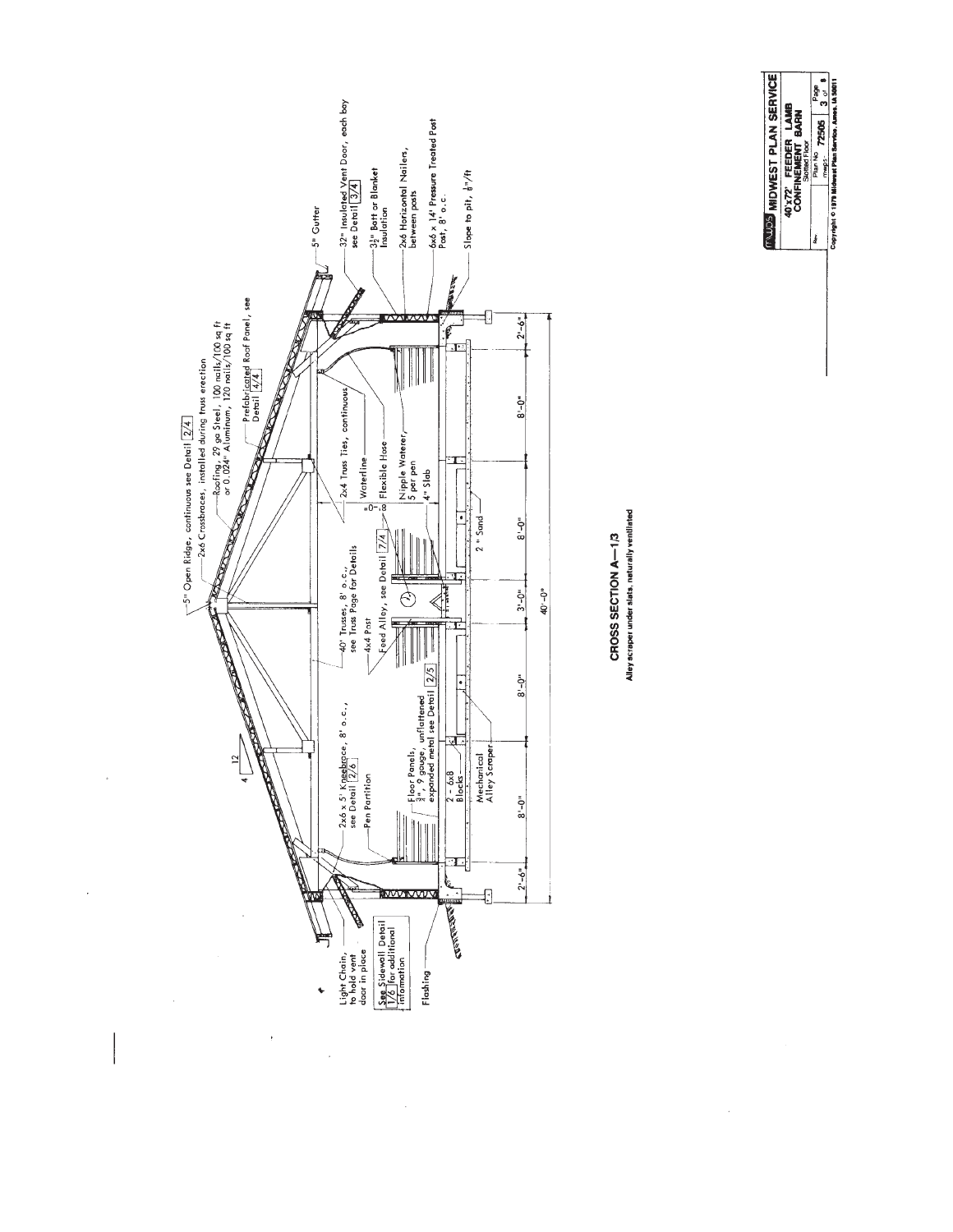# CROSS SECTION A—1/3

Alley scraper under slats, naturally ventilated

- 5" Open Ridge, continuous see Detail 2/4
- 2x6 Crossbraces, installed during truss erection
- Roofing, 29 ga Steel, 100 nails/100 sq ft or 0.024" Aluminum, 120 nails/100 sq ft
- Prefabricated Roof Panel, see Detail 4/4
- 5" Gutter
- 32" Insulated Vent Door, each bay see Detail 3/4
- 3½" Batt or Blanket Insulation
- 2x6 Horizontal Nailers, between posts
- 6x6 x 14' Pressure Treated Post Post, 8' o.c.
- Slope to pit, ⅛"/ft
- 40' Trusses, 8' o.c., see Truss Page for Details
- 4x4 Post
- Feed Alley, see Detail 7/4
- 2x4 Truss Ties, continuous
- Waterline
- Flexible Hose
- Nipple Waterer, 5 per pen
- 4" Slab
- 2" Sand
- 2x6 x 5' Kneebrace, 8' o.c., see Detail 2/6
- Pen Partition
- Floor Panels, ¾", 9 gauge, unflattened expanded metal see Detail 2/5
- 2 - 6x8 Blocks
- Mechanical Alley Scraper
- Light Chain, to hold vent door in place
- See Sidewall Detail 1/6 for additional information
- Flashing

Roof slope: 4 in 12

Dimensions: 2'-6" | 8'-0" | 8'-0" | 3'-0" | 8'-0" | 8'-0" | 2'-6" — overall 40'-0"

**MWPS MIDWEST PLAN SERVICE**
40'x72' FEEDER LAMB CONFINEMENT BARN
Slotted Floor
Plan No. MWPS-72505 — Page 3 of 8
Copyright © 1979 Midwest Plan Service, Ames, IA 50011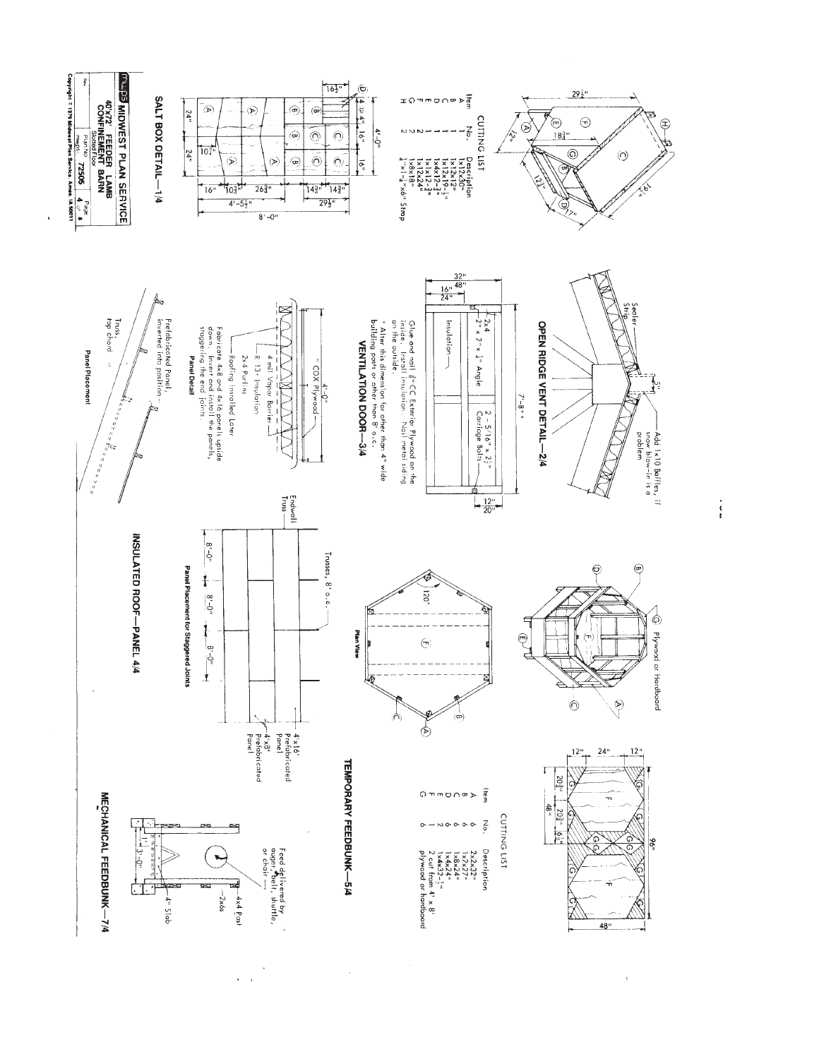## SALT BOX DETAIL—1/4

**CUTTING LIST**

| Item | No. | Description |
|---|---|---|
| A | 1 | 1x12x30" |
| B | 1 | 1x12x12" |
| C | 1 | 1x12x19½" |
| D | 1 | 1x4x12¾" |
| E | 2 | 1x1x12¾" |
| F | 2 | 1x12x24" |
| G | 2 | 1x8x18" |
| H | 2 | ¼"x1¼"x6" Strap |

## OPEN RIDGE VENT DETAIL—2/4

Sealer Strip

Add 1x10 Baffles, if snow blow-in is a problem

## VENTILATION DOOR—3/4

2x4

2" x 2" x ¼" Angle

Insulation

2 - 5/16" x 2½" Carriage Bolts

7'-8" *

Glue and nail ⅜" CC Exterior Plywood on the inside. Install insulation. Nail metal siding on the outside.

* Alter this dimension for other than 4" wide building posts or other than 8' o.c.

## INSULATED ROOF—PANEL 4/4

**Panel Detail**

4'-0"

½" CDX Plywood

4 mil Vapor Barrier

R-13+ Insulation

2x4 Purlins

Roofing Installed Later

Fabricate 4x8 and 4x16 panels upside down. Invert and install the panels, staggering the end joints.

**Panel Placement**

Prefabricated Panel, inverted into position

Truss top chord

**Panel Placement for Staggered Joints**

Trusses, 8' o.c.

Endwall Truss

8'-0" 8'-0" 8'-0"

4'x16' Prefabricated Panel

4'x8' Prefabricated Panel

## TEMPORARY FEEDBUNK—5/4

Plywood or Hardboard

**Plan View**

120°

**CUTTING LIST**

| Item | No. | Description |
|---|---|---|
| A | 6 | 2x2x22" |
| B | 6 | 2x2x27" |
| C | 6 | 1x8x24" |
| D | 6 | 1x6x24" |
| E | 2 | 1x4x32½" |
| F | 1 | 2 cut from 4' x 8' |
| G | 6 | plywood or hardboard |

96"

## MECHANICAL FEEDBUNK—7/4

Feed delivered by auger, belt, shuttle, or chair

4x4 Post

2x6s

4" Slab

3'-0"

**MWPS MIDWEST PLAN SERVICE**

**40'x72' FEEDER LAMB CONFINEMENT BARN**

Slotted Floor

Plan No. MWPS-72506 Page 4 of 4

Copyright © 1979 Midwest Plan Service, Ames, IA 50011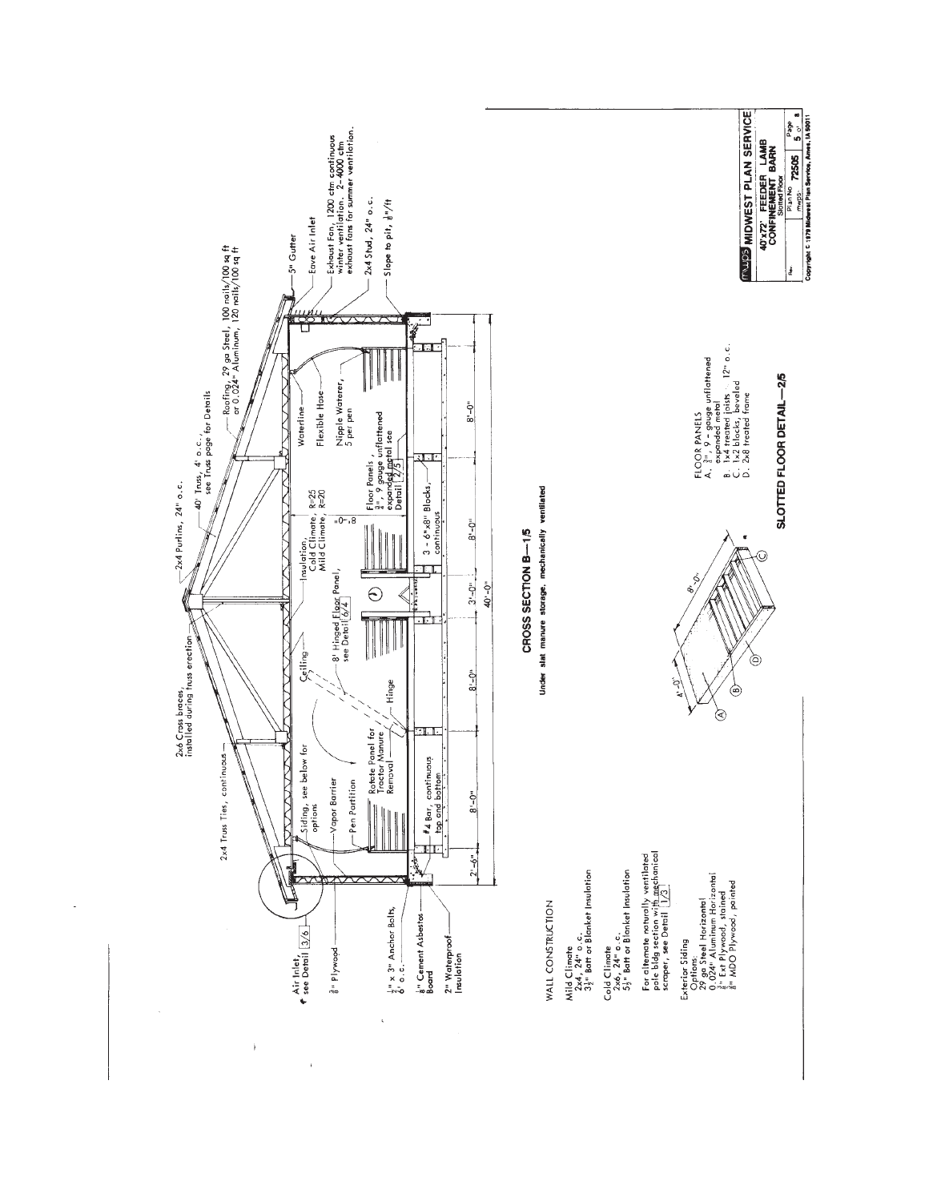## CROSS SECTION B—1/5

Under slat manure storage, mechanically ventilated

Air Inlet, see Detail 3/6

3/8" Plywood

1/2" x 3" Anchor Bolts, 6' o.c.

1/8" Cement Asbestos Board

2" Waterproof Insulation

2x4 Truss Ties, continuous

2x6 Cross braces, installed during truss erection

2x4 Purlins, 24" o.c.

40' Truss, 4' o.c., see Truss page for Details

Roofing, 29 ga Steel, 100 nails/100 sq ft or 0.024" Aluminum, 120 nails/100 sq ft

5" Gutter

Eave Air Inlet

Exhaust Fan, 1200 cfm continuous winter ventilation. 2-4000 cfm exhaust fans for summer ventilation.

2x4 Stud, 24" o.c.

Slope to pit, 1/8"/ft

Siding, see below for options

Vapor Barrier

Pen Partition

Ceiling

8' Hinged Floor Panel, see Detail 6/4

Rotate Panel for Tractor Manure Removal

Hinge

#4 Bar, continuous top and bottom

Insulation, Cold Climate, R=25; Mild Climate, R=20

8'-0"

Waterline

Flexible Hose

Nipple Waterer, 5 per pen

Floor Panels, 3/4", 9 gauge unflattened expanded metal see Detail 2/5

3 - 6"x8" Blocks, continuous

2'-6" | 8'-0" | 8'-0" | 3'-0" | 8'-0" | 8'-0"

40'-0"

### WALL CONSTRUCTION

Mild Climate
2x4, 24" o.c.
3 1/2" Batt or Blanket Insulation

Cold Climate
2x6, 24" o.c.
5 1/2" Batt or Blanket Insulation

For alternate naturally ventilated pole bldg section with mechanical scraper, see Detail 1/3

Exterior Siding Options:
29 ga Steel Horizontal
0.024" Aluminum Horizontal
3/8" Ext Plywood, stained
3/8" MDO Plywood, painted

## SLOTTED FLOOR DETAIL—2/5

4'-0"

8'-0"

FLOOR PANELS
A. 3/4", 9 gauge unflattened expanded metal
B. 1x4 treated joists 12" o.c.
C. 1x2 blocks, beveled
D. 2x8 treated frame

MWPS MIDWEST PLAN SERVICE
40'x72' FEEDER LAMB CONFINEMENT BARN
Slotted Floor
Plan No. MWPS-72505 Page 5 of 8

Copyright © 1979 Midwest Plan Service, Ames, IA 50011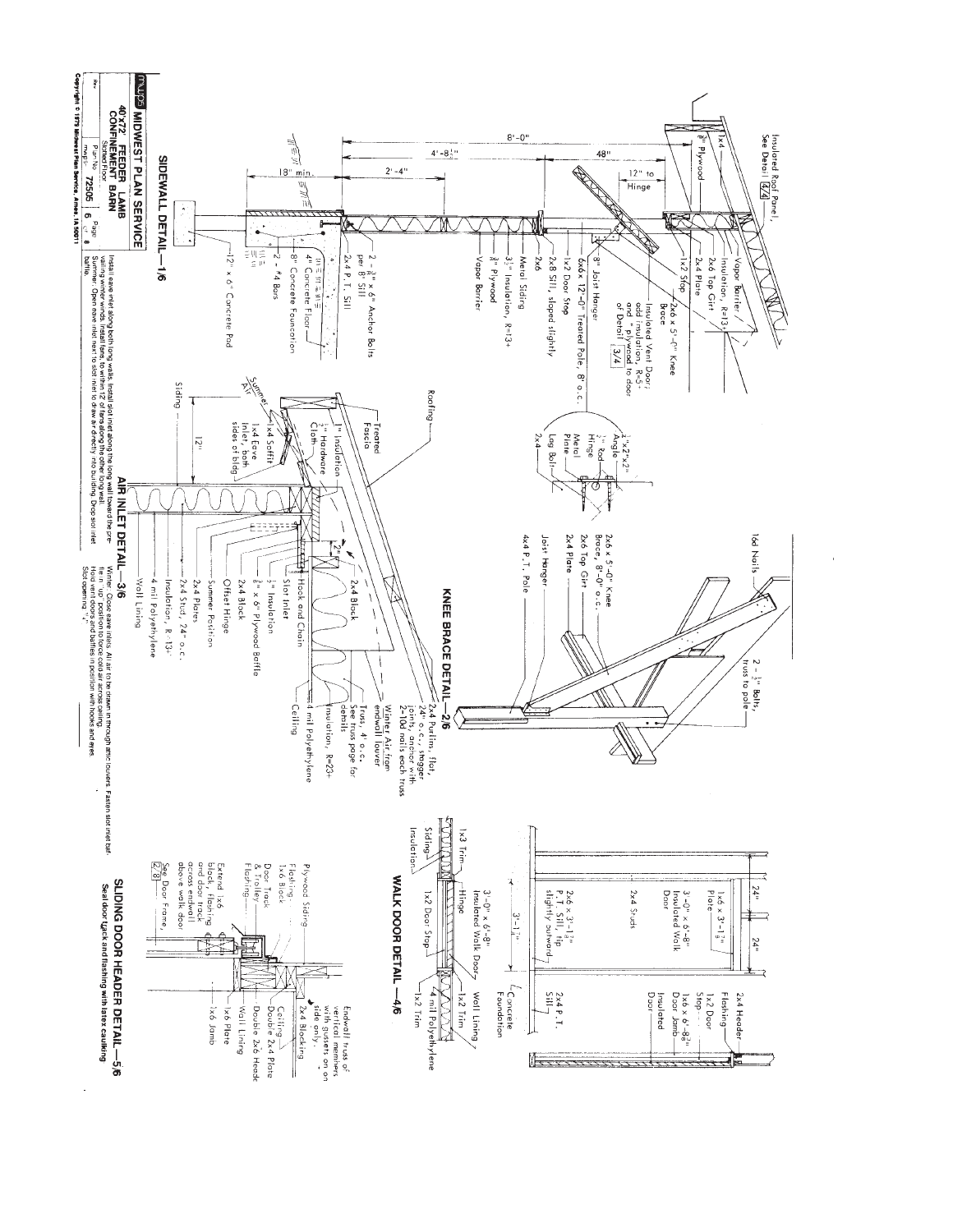# SIDEWALL DETAIL—1/6

Insulated Roof Panel, See Detail 4/4

1x4

$\frac{3}{8}$" Plywood

8'-0"

4'-8$\frac{1}{2}$"

48"

12" to Hinge

2'-4"

18" min.

Vapor Barrier

Insulation, R=13+

2x6 Top Girt

2x4 Plate

1x2 Stop

2x6 x 5'-0" Knee Brace

Insulated Vent Door; add insulation, R=5+ and $\frac{3}{8}$" plywood to door of Detail 3/4

8" Joist Hanger

6x6 x 12'-0" Treated Pole, 8' o.c.

1x2 Door Stop

2x8 Sill, sloped slightly

2x6

Metal Siding

3$\frac{1}{2}$" Insulation, R=13+

$\frac{3}{8}$" Plywood

Vapor Barrier

2 - $\frac{1}{2}$" x 6" Anchor Bolts per 8' Sill

2x4 P. T. Sill

4" Concrete Floor

8" Concrete Foundation

2 - #4 Bars

12" x 6" Concrete Pad

$\frac{1}{2}$"x2"x2" Angle

$\frac{1}{2}$" Rod

Hinge

Metal Plate

Lag Bolt

2x4

Install eave inlet along both long walls. Install slot inlet along the long wall toward the prevailing winter winds. Install fans within 12' of fans along the other long wall.

Summer: Open eave inlet next to slot inlet to draw air directly into building. Drop slot inlet baffle.

# KNEE BRACE DETAIL—2/6

16d Nails

2 - $\frac{1}{2}$" Bolts, truss to pole

2x6 x 5'-0" Knee Brace, 8'-0" o.c.

2x6 Top Girt

2x4 Plate

Joist Hanger

4x4 P.T. Pole

# AIR INLET DETAIL—3/6

Roofing

Treated Fascia

1" Insulation

$\frac{1}{4}$" Hardware Cloth

Summer Air

1x4 Soffit

1x4 Eave Inlet, both sides of bldg.

Siding

12'

2"

2x4 Block

2x4 Purlin, flat, 24" o.c., stagger joints, anchor with 2-10d nails each truss

Winter Air from endwall louver

Truss, 4' o.c. See truss page for details

Insulation, R=23+

4 mil Polyethylene

Ceiling

Hook and Chain

Slot Inlet

$\frac{1}{2}$" Insulation

$\frac{3}{8}$" x 6" Plywood Baffle

2x4 Block

Offset Hinge

Summer Position

2x4 Plates

2x4 Stud, 24" o.c.

Insulation, R=13+

4 mil Polyethylene

Wall Lining

Winter: Close eave inlets. All air to be drawn in through attic louvers. Fasten slot inlet baffle in "up" position to force cold air across ceiling.

Hold vent doors and baffles in position with hooks and eyes.

Slot opening ____"

# WALK DOOR DETAIL—4/6

1x6 x 3'-1$\frac{7}{8}$" Plate

24"

24"

3'-0" x 6'-8" Insulated Walk Door

2x4 Studs

2x6 x 3'-1$\frac{7}{8}$" P. T. Sill, tip slightly outward

3'-1$\frac{7}{8}$"

Concrete Foundation

2x4 Header

Flashing

1x2 Door Stop

1x6 x 6'-8$\frac{3}{4}$" Door Jamb

Insulated Door

2x4 P. T. Sill

1x3 Trim

Siding

Insulation

Hinge

1x2 Door Stop

3'-0" x 6'-8" Insulated Walk Door

1x2 Trim

Wall Lining

4 mil Polyethylene

1x2 Trim

# SLIDING DOOR HEADER DETAIL—5/6

Seal door track and flashing with latex caulking

Plywood Siding

Flashing

1x6 Block

Door Track & Trolley

Flashing

Extend 1x6 block, flashing and door track across endwall above walk door

See Door Frame, 2/8

Endwall truss of vertical members with gussets on one side only.

2x4 Blocking

Ceiling

Double 2x4 Plate

Double 2x6 Header

Wall Lining

1x6 Plate

1x6 Jamb

MWPS MIDWEST PLAN SERVICE

40'x72' FEEDER LAMB CONFINEMENT BARN

Plan No. mwps-72505 | Page 6 of 8

Copyright © 1979 Midwest Plan Service, Ames, IA 50011